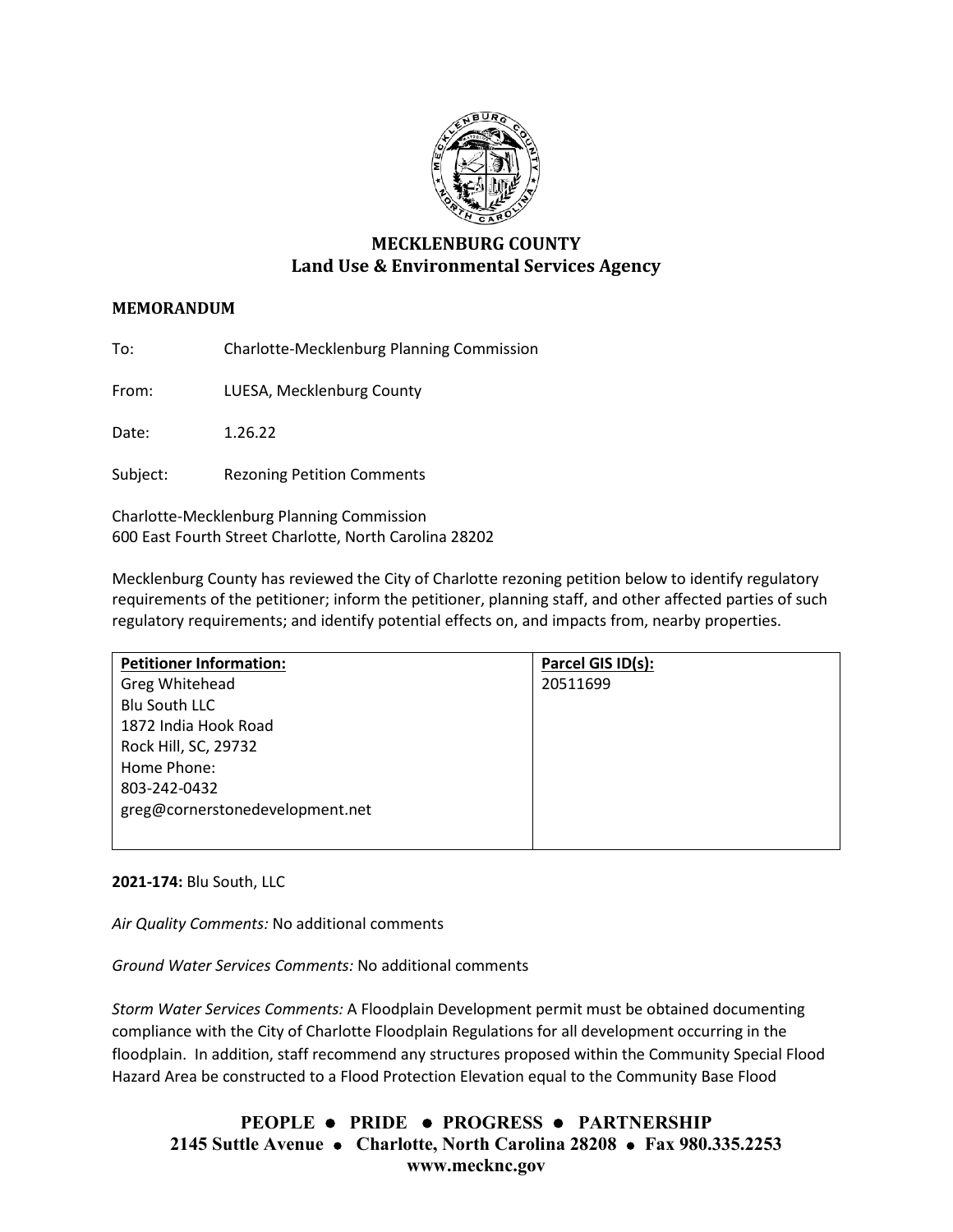# MECKLENBURG COUNTY
## Land Use & Environmental Services Agency

**MEMORANDUM**

To: Charlotte-Mecklenburg Planning Commission

From: LUESA, Mecklenburg County

Date: 1.26.22

Subject: Rezoning Petition Comments

Charlotte-Mecklenburg Planning Commission
600 East Fourth Street Charlotte, North Carolina 28202

Mecklenburg County has reviewed the City of Charlotte rezoning petition below to identify regulatory requirements of the petitioner; inform the petitioner, planning staff, and other affected parties of such regulatory requirements; and identify potential effects on, and impacts from, nearby properties.

| Petitioner Information: | Parcel GIS ID(s): |
|---|---|
| Greg Whitehead<br>Blu South LLC<br>1872 India Hook Road<br>Rock Hill, SC, 29732<br>Home Phone:<br>803-242-0432<br>greg@cornerstonedevelopment.net | 20511699 |

**2021-174:** Blu South, LLC

*Air Quality Comments:* No additional comments

*Ground Water Services Comments:* No additional comments

*Storm Water Services Comments:* A Floodplain Development permit must be obtained documenting compliance with the City of Charlotte Floodplain Regulations for all development occurring in the floodplain. In addition, staff recommend any structures proposed within the Community Special Flood Hazard Area be constructed to a Flood Protection Elevation equal to the Community Base Flood

**PEOPLE • PRIDE • PROGRESS • PARTNERSHIP**
**2145 Suttle Avenue • Charlotte, North Carolina 28208 • Fax 980.335.2253**
**www.mecknc.gov**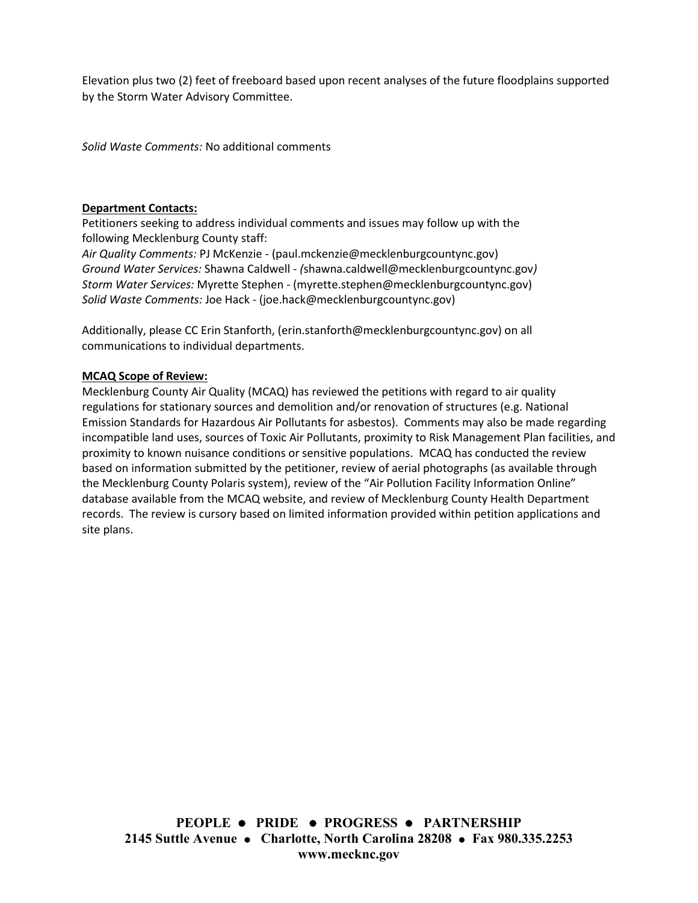Elevation plus two (2) feet of freeboard based upon recent analyses of the future floodplains supported by the Storm Water Advisory Committee.

*Solid Waste Comments:* No additional comments

**Department Contacts:**

Petitioners seeking to address individual comments and issues may follow up with the following Mecklenburg County staff:

*Air Quality Comments:* PJ McKenzie - (paul.mckenzie@mecklenburgcountync.gov)
*Ground Water Services:* Shawna Caldwell - *(*shawna.caldwell@mecklenburgcountync.gov*)*
*Storm Water Services:* Myrette Stephen - (myrette.stephen@mecklenburgcountync.gov)
*Solid Waste Comments:* Joe Hack - (joe.hack@mecklenburgcountync.gov)

Additionally, please CC Erin Stanforth, (erin.stanforth@mecklenburgcountync.gov) on all communications to individual departments.

**MCAQ Scope of Review:**

Mecklenburg County Air Quality (MCAQ) has reviewed the petitions with regard to air quality regulations for stationary sources and demolition and/or renovation of structures (e.g. National Emission Standards for Hazardous Air Pollutants for asbestos). Comments may also be made regarding incompatible land uses, sources of Toxic Air Pollutants, proximity to Risk Management Plan facilities, and proximity to known nuisance conditions or sensitive populations. MCAQ has conducted the review based on information submitted by the petitioner, review of aerial photographs (as available through the Mecklenburg County Polaris system), review of the "Air Pollution Facility Information Online" database available from the MCAQ website, and review of Mecklenburg County Health Department records. The review is cursory based on limited information provided within petition applications and site plans.

**PEOPLE • PRIDE • PROGRESS • PARTNERSHIP**
**2145 Suttle Avenue • Charlotte, North Carolina 28208 • Fax 980.335.2253**
**www.mecknc.gov**